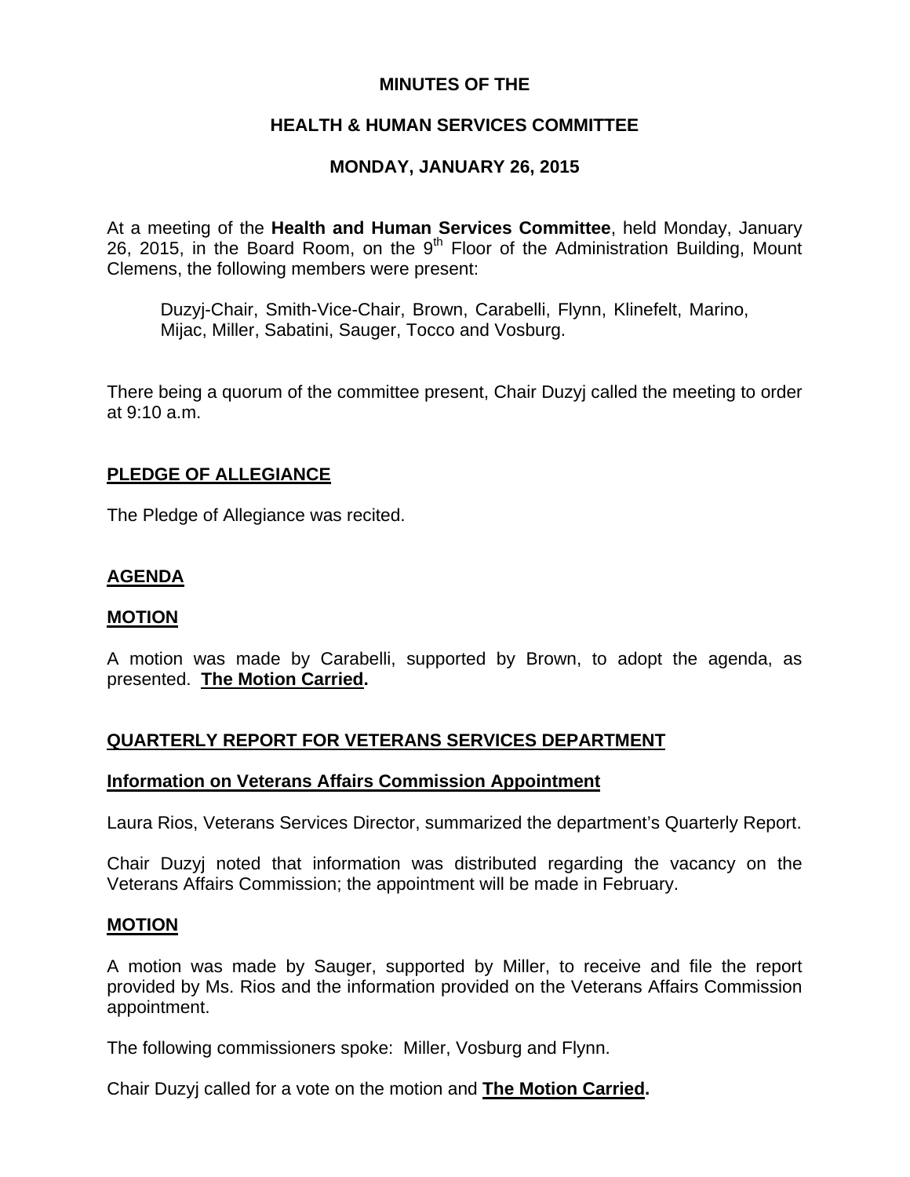**MINUTES OF THE**

**HEALTH & HUMAN SERVICES COMMITTEE**

**MONDAY, JANUARY 26, 2015**

At a meeting of the **Health and Human Services Committee**, held Monday, January 26, 2015, in the Board Room, on the 9th Floor of the Administration Building, Mount Clemens, the following members were present:

> Duzyj-Chair, Smith-Vice-Chair, Brown, Carabelli, Flynn, Klinefelt, Marino, Mijac, Miller, Sabatini, Sauger, Tocco and Vosburg.

There being a quorum of the committee present, Chair Duzyj called the meeting to order at 9:10 a.m.

## PLEDGE OF ALLEGIANCE

The Pledge of Allegiance was recited.

## AGENDA

### MOTION

A motion was made by Carabelli, supported by Brown, to adopt the agenda, as presented. **The Motion Carried.**

## QUARTERLY REPORT FOR VETERANS SERVICES DEPARTMENT

### Information on Veterans Affairs Commission Appointment

Laura Rios, Veterans Services Director, summarized the department's Quarterly Report.

Chair Duzyj noted that information was distributed regarding the vacancy on the Veterans Affairs Commission; the appointment will be made in February.

### MOTION

A motion was made by Sauger, supported by Miller, to receive and file the report provided by Ms. Rios and the information provided on the Veterans Affairs Commission appointment.

The following commissioners spoke: Miller, Vosburg and Flynn.

Chair Duzyj called for a vote on the motion and **The Motion Carried.**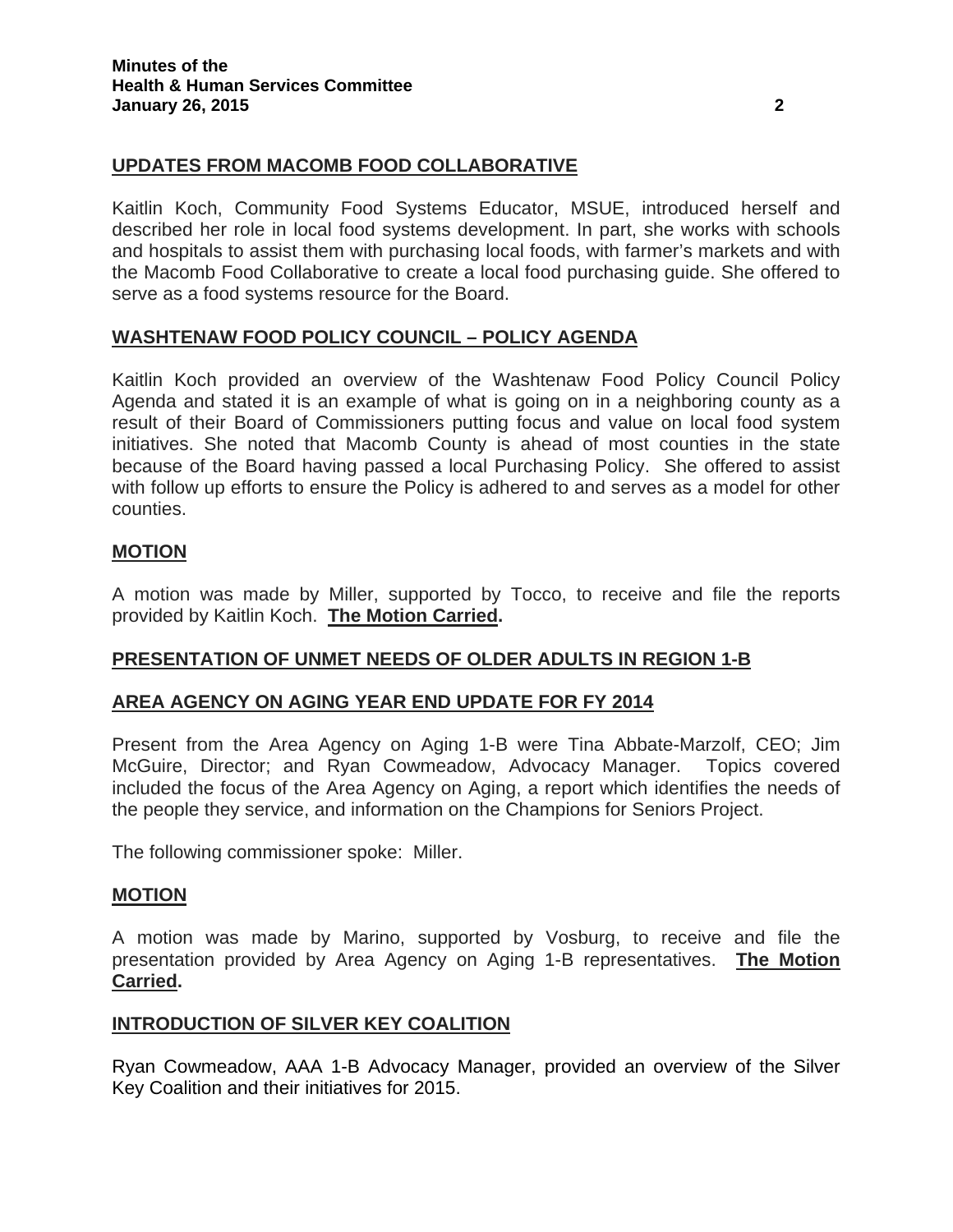## UPDATES FROM MACOMB FOOD COLLABORATIVE

Kaitlin Koch, Community Food Systems Educator, MSUE, introduced herself and described her role in local food systems development. In part, she works with schools and hospitals to assist them with purchasing local foods, with farmer's markets and with the Macomb Food Collaborative to create a local food purchasing guide. She offered to serve as a food systems resource for the Board.

## WASHTENAW FOOD POLICY COUNCIL – POLICY AGENDA

Kaitlin Koch provided an overview of the Washtenaw Food Policy Council Policy Agenda and stated it is an example of what is going on in a neighboring county as a result of their Board of Commissioners putting focus and value on local food system initiatives. She noted that Macomb County is ahead of most counties in the state because of the Board having passed a local Purchasing Policy. She offered to assist with follow up efforts to ensure the Policy is adhered to and serves as a model for other counties.

## MOTION

A motion was made by Miller, supported by Tocco, to receive and file the reports provided by Kaitlin Koch. **The Motion Carried.**

## PRESENTATION OF UNMET NEEDS OF OLDER ADULTS IN REGION 1-B

## AREA AGENCY ON AGING YEAR END UPDATE FOR FY 2014

Present from the Area Agency on Aging 1-B were Tina Abbate-Marzolf, CEO; Jim McGuire, Director; and Ryan Cowmeadow, Advocacy Manager. Topics covered included the focus of the Area Agency on Aging, a report which identifies the needs of the people they service, and information on the Champions for Seniors Project.

The following commissioner spoke: Miller.

## MOTION

A motion was made by Marino, supported by Vosburg, to receive and file the presentation provided by Area Agency on Aging 1-B representatives. **The Motion Carried.**

## INTRODUCTION OF SILVER KEY COALITION

Ryan Cowmeadow, AAA 1-B Advocacy Manager, provided an overview of the Silver Key Coalition and their initiatives for 2015.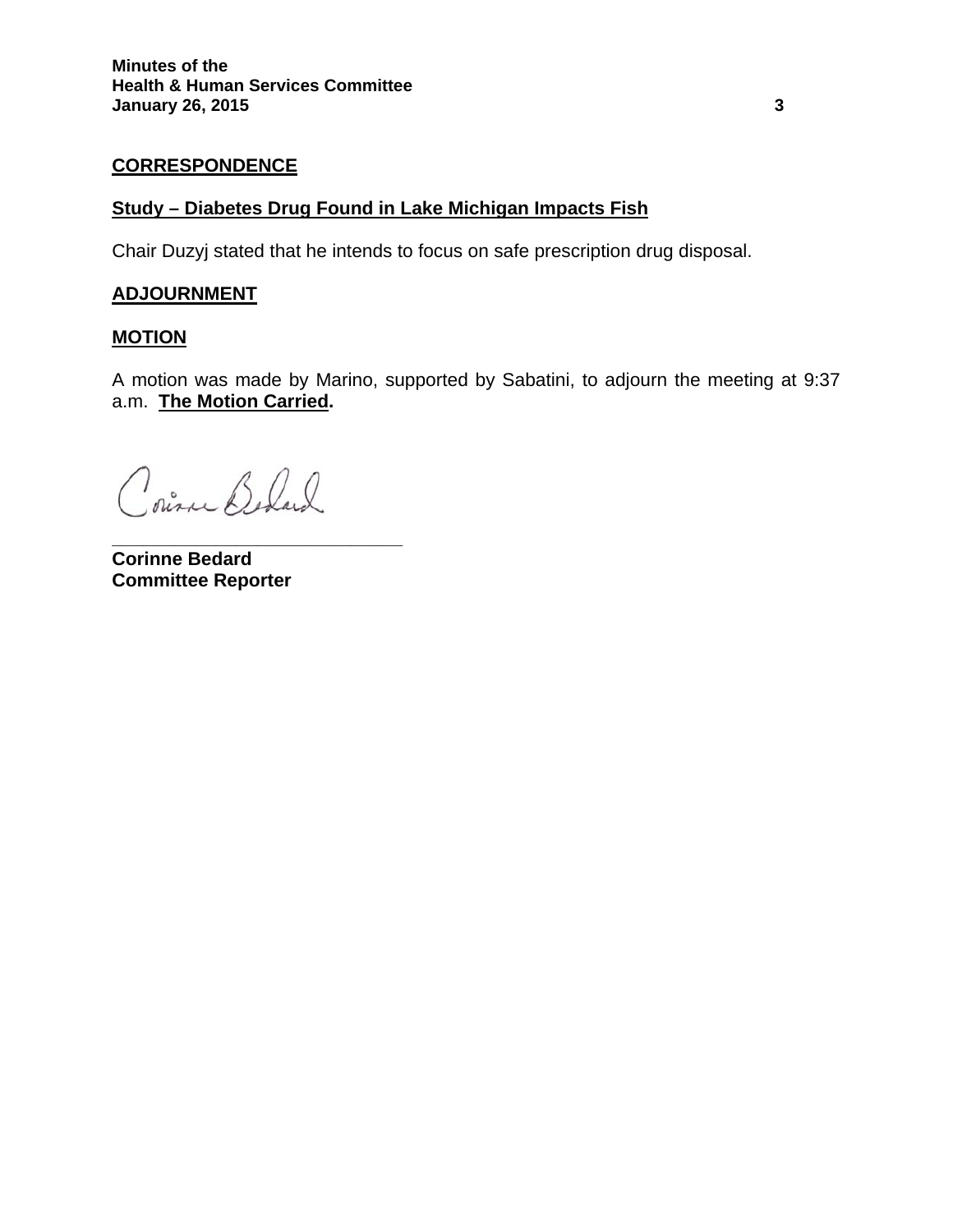## CORRESPONDENCE

### Study – Diabetes Drug Found in Lake Michigan Impacts Fish

Chair Duzyj stated that he intends to focus on safe prescription drug disposal.

## ADJOURNMENT

### MOTION

A motion was made by Marino, supported by Sabatini, to adjourn the meeting at 9:37 a.m. **The Motion Carried.**

\_\_\_\_\_\_\_\_\_\_\_\_\_\_\_\_\_\_\_\_\_\_\_\_\_\_\_\_\_\_
**Corinne Bedard**
**Committee Reporter**